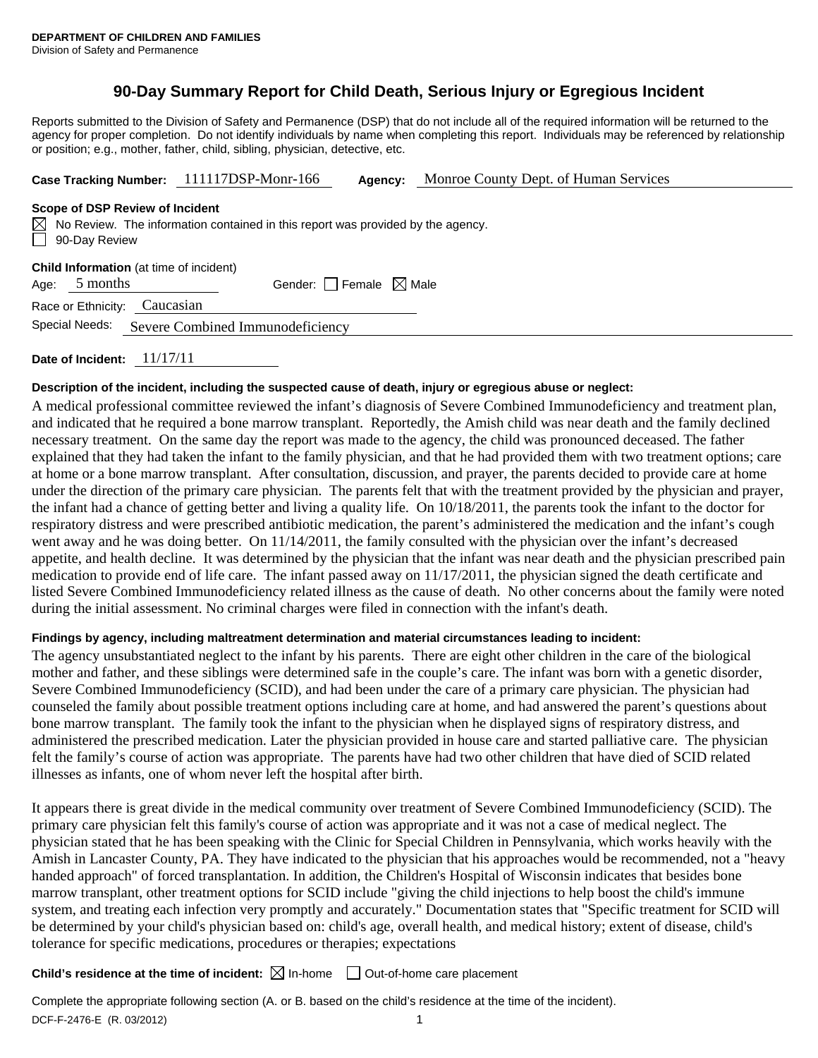**DEPARTMENT OF CHILDREN AND FAMILIES**
Division of Safety and Permanence

# 90-Day Summary Report for Child Death, Serious Injury or Egregious Incident

Reports submitted to the Division of Safety and Permanence (DSP) that do not include all of the required information will be returned to the agency for proper completion. Do not identify individuals by name when completing this report. Individuals may be referenced by relationship or position; e.g., mother, father, child, sibling, physician, detective, etc.

**Case Tracking Number:** 111117DSP-Monr-166 **Agency:** Monroe County Dept. of Human Services

**Scope of DSP Review of Incident**

☒ No Review. The information contained in this report was provided by the agency.
☐ 90-Day Review

**Child Information** (at time of incident)

Age: 5 months Gender: ☐ Female ☒ Male

Race or Ethnicity: Caucasian

Special Needs: Severe Combined Immunodeficiency

**Date of Incident:** 11/17/11

**Description of the incident, including the suspected cause of death, injury or egregious abuse or neglect:**

A medical professional committee reviewed the infant's diagnosis of Severe Combined Immunodeficiency and treatment plan, and indicated that he required a bone marrow transplant. Reportedly, the Amish child was near death and the family declined necessary treatment. On the same day the report was made to the agency, the child was pronounced deceased. The father explained that they had taken the infant to the family physician, and that he had provided them with two treatment options; care at home or a bone marrow transplant. After consultation, discussion, and prayer, the parents decided to provide care at home under the direction of the primary care physician. The parents felt that with the treatment provided by the physician and prayer, the infant had a chance of getting better and living a quality life. On 10/18/2011, the parents took the infant to the doctor for respiratory distress and were prescribed antibiotic medication, the parent's administered the medication and the infant's cough went away and he was doing better. On 11/14/2011, the family consulted with the physician over the infant's decreased appetite, and health decline. It was determined by the physician that the infant was near death and the physician prescribed pain medication to provide end of life care. The infant passed away on 11/17/2011, the physician signed the death certificate and listed Severe Combined Immunodeficiency related illness as the cause of death. No other concerns about the family were noted during the initial assessment. No criminal charges were filed in connection with the infant's death.

**Findings by agency, including maltreatment determination and material circumstances leading to incident:**

The agency unsubstantiated neglect to the infant by his parents. There are eight other children in the care of the biological mother and father, and these siblings were determined safe in the couple's care. The infant was born with a genetic disorder, Severe Combined Immunodeficiency (SCID), and had been under the care of a primary care physician. The physician had counseled the family about possible treatment options including care at home, and had answered the parent's questions about bone marrow transplant. The family took the infant to the physician when he displayed signs of respiratory distress, and administered the prescribed medication. Later the physician provided in house care and started palliative care. The physician felt the family's course of action was appropriate. The parents have had two other children that have died of SCID related illnesses as infants, one of whom never left the hospital after birth.

It appears there is great divide in the medical community over treatment of Severe Combined Immunodeficiency (SCID). The primary care physician felt this family's course of action was appropriate and it was not a case of medical neglect. The physician stated that he has been speaking with the Clinic for Special Children in Pennsylvania, which works heavily with the Amish in Lancaster County, PA. They have indicated to the physician that his approaches would be recommended, not a "heavy handed approach" of forced transplantation. In addition, the Children's Hospital of Wisconsin indicates that besides bone marrow transplant, other treatment options for SCID include "giving the child injections to help boost the child's immune system, and treating each infection very promptly and accurately." Documentation states that "Specific treatment for SCID will be determined by your child's physician based on: child's age, overall health, and medical history; extent of disease, child's tolerance for specific medications, procedures or therapies; expectations

**Child's residence at the time of incident:** ☒ In-home ☐ Out-of-home care placement

Complete the appropriate following section (A. or B. based on the child's residence at the time of the incident).

DCF-F-2476-E (R. 03/2012)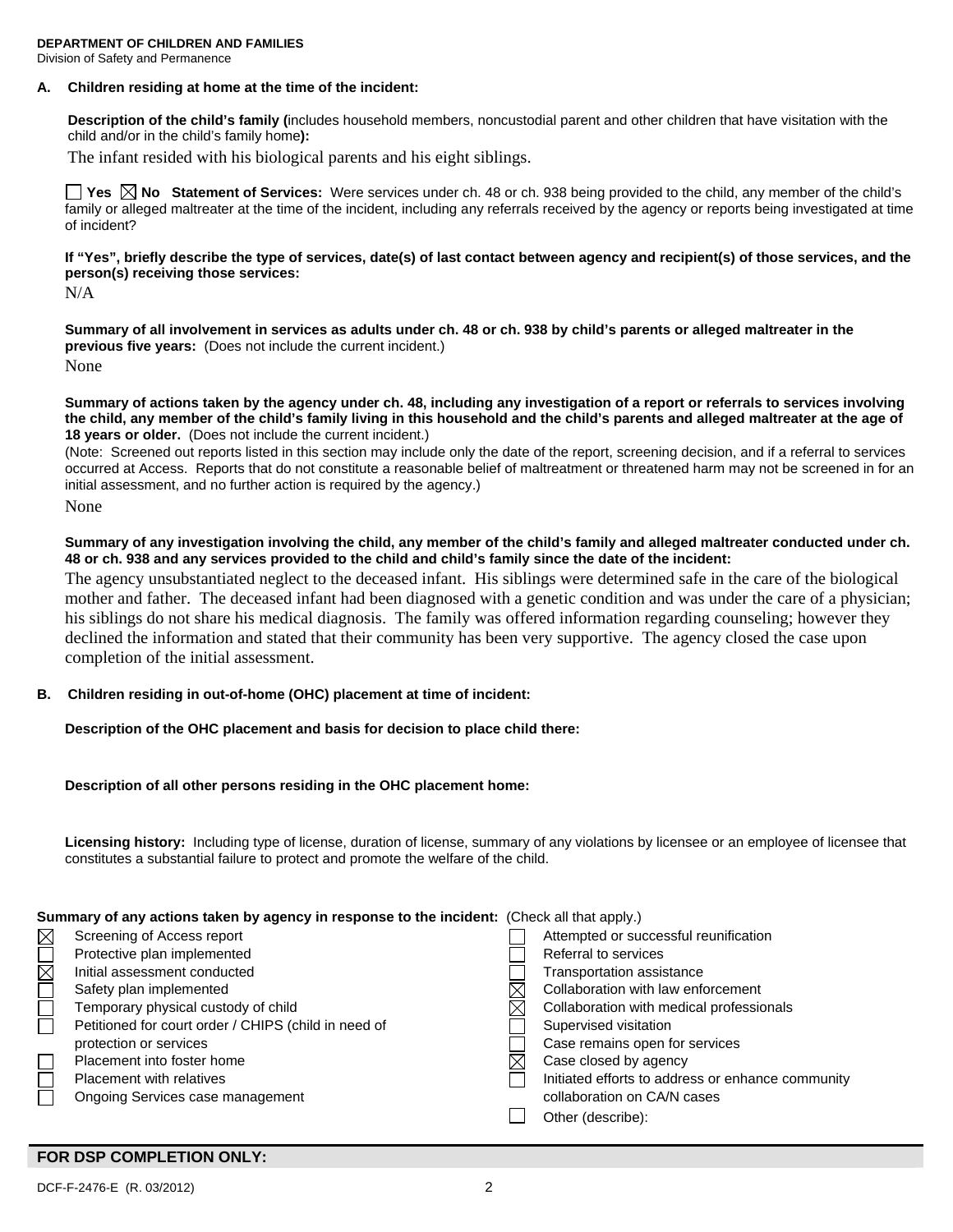**DEPARTMENT OF CHILDREN AND FAMILIES**
Division of Safety and Permanence

**A. Children residing at home at the time of the incident:**

**Description of the child's family (**includes household members, noncustodial parent and other children that have visitation with the child and/or in the child's family home**):**

The infant resided with his biological parents and his eight siblings.

☐ **Yes** ☒ **No** **Statement of Services:** Were services under ch. 48 or ch. 938 being provided to the child, any member of the child's family or alleged maltreater at the time of the incident, including any referrals received by the agency or reports being investigated at time of incident?

**If "Yes", briefly describe the type of services, date(s) of last contact between agency and recipient(s) of those services, and the person(s) receiving those services:**

N/A

**Summary of all involvement in services as adults under ch. 48 or ch. 938 by child's parents or alleged maltreater in the previous five years:** (Does not include the current incident.)

None

**Summary of actions taken by the agency under ch. 48, including any investigation of a report or referrals to services involving the child, any member of the child's family living in this household and the child's parents and alleged maltreater at the age of 18 years or older.** (Does not include the current incident.)

(Note: Screened out reports listed in this section may include only the date of the report, screening decision, and if a referral to services occurred at Access. Reports that do not constitute a reasonable belief of maltreatment or threatened harm may not be screened in for an initial assessment, and no further action is required by the agency.)

None

**Summary of any investigation involving the child, any member of the child's family and alleged maltreater conducted under ch. 48 or ch. 938 and any services provided to the child and child's family since the date of the incident:**

The agency unsubstantiated neglect to the deceased infant. His siblings were determined safe in the care of the biological mother and father. The deceased infant had been diagnosed with a genetic condition and was under the care of a physician; his siblings do not share his medical diagnosis. The family was offered information regarding counseling; however they declined the information and stated that their community has been very supportive. The agency closed the case upon completion of the initial assessment.

**B. Children residing in out-of-home (OHC) placement at time of incident:**

**Description of the OHC placement and basis for decision to place child there:**

**Description of all other persons residing in the OHC placement home:**

**Licensing history:** Including type of license, duration of license, summary of any violations by licensee or an employee of licensee that constitutes a substantial failure to protect and promote the welfare of the child.

**Summary of any actions taken by agency in response to the incident:** (Check all that apply.)

- ☒ Screening of Access report
- ☐ Protective plan implemented
- ☒ Initial assessment conducted
- ☐ Safety plan implemented
- ☐ Temporary physical custody of child
- ☐ Petitioned for court order / CHIPS (child in need of protection or services
- ☐ Placement into foster home
- ☐ Placement with relatives
- ☐ Ongoing Services case management
- ☐ Attempted or successful reunification
- ☐ Referral to services
- ☐ Transportation assistance
- ☒ Collaboration with law enforcement
- ☒ Collaboration with medical professionals
- ☐ Supervised visitation
- ☐ Case remains open for services
- ☒ Case closed by agency
- ☐ Initiated efforts to address or enhance community collaboration on CA/N cases
- ☐ Other (describe):

**FOR DSP COMPLETION ONLY:**

DCF-F-2476-E (R. 03/2012)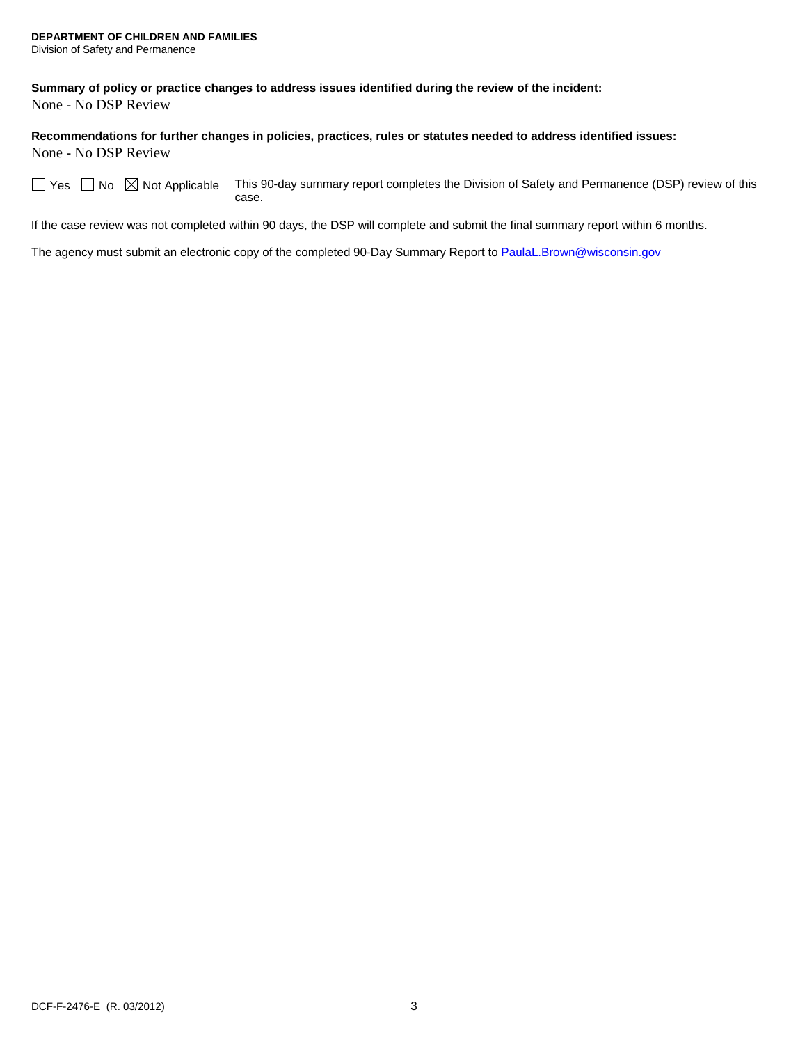**Summary of policy or practice changes to address issues identified during the review of the incident:**

None - No DSP Review

**Recommendations for further changes in policies, practices, rules or statutes needed to address identified issues:**

None - No DSP Review

☐ Yes ☐ No ☒ Not Applicable   This 90-day summary report completes the Division of Safety and Permanence (DSP) review of this case.

If the case review was not completed within 90 days, the DSP will complete and submit the final summary report within 6 months.

The agency must submit an electronic copy of the completed 90-Day Summary Report to PaulaL.Brown@wisconsin.gov